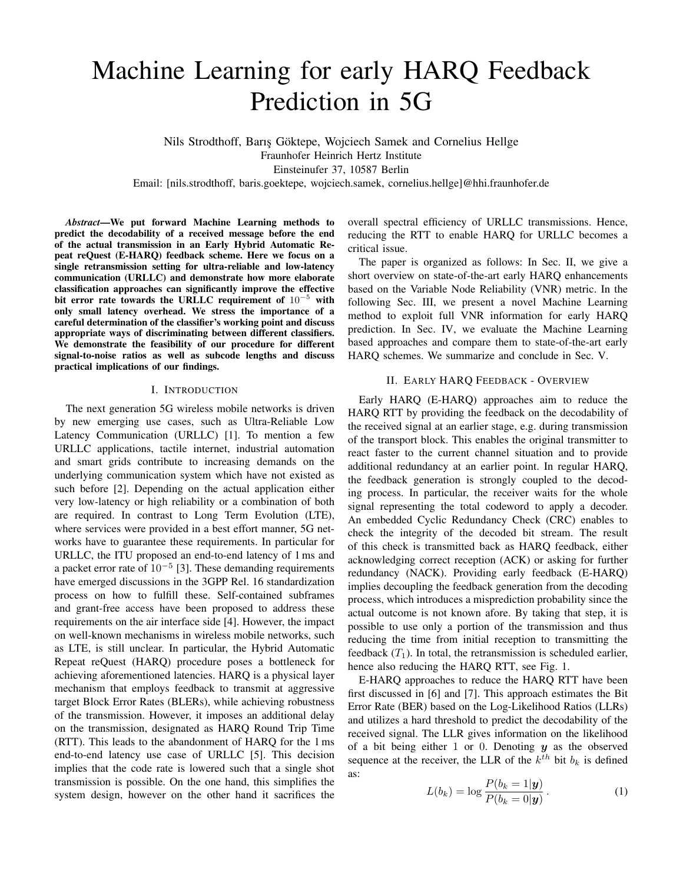# Machine Learning for early HARQ Feedback Prediction in 5G

Nils Strodthoff, Barış Göktepe, Wojciech Samek and Cornelius Hellge
Fraunhofer Heinrich Hertz Institute
Einsteinufer 37, 10587 Berlin
Email: [nils.strodthoff, baris.goektepe, wojciech.samek, cornelius.hellge]@hhi.fraunhofer.de

***Abstract*—We put forward Machine Learning methods to predict the decodability of a received message before the end of the actual transmission in an Early Hybrid Automatic Repeat reQuest (E-HARQ) feedback scheme. Here we focus on a single retransmission setting for ultra-reliable and low-latency communication (URLLC) and demonstrate how more elaborate classification approaches can significantly improve the effective bit error rate towards the URLLC requirement of $10^{-5}$ with only small latency overhead. We stress the importance of a careful determination of the classifier's working point and discuss appropriate ways of discriminating between different classifiers. We demonstrate the feasibility of our procedure for different signal-to-noise ratios as well as subcode lengths and discuss practical implications of our findings.**

## I. Introduction

The next generation 5G wireless mobile networks is driven by new emerging use cases, such as Ultra-Reliable Low Latency Communication (URLLC) [1]. To mention a few URLLC applications, tactile internet, industrial automation and smart grids contribute to increasing demands on the underlying communication system which have not existed as such before [2]. Depending on the actual application either very low-latency or high reliability or a combination of both are required. In contrast to Long Term Evolution (LTE), where services were provided in a best effort manner, 5G networks have to guarantee these requirements. In particular for URLLC, the ITU proposed an end-to-end latency of 1 ms and a packet error rate of $10^{-5}$ [3]. These demanding requirements have emerged discussions in the 3GPP Rel. 16 standardization process on how to fulfill these. Self-contained subframes and grant-free access have been proposed to address these requirements on the air interface side [4]. However, the impact on well-known mechanisms in wireless mobile networks, such as LTE, is still unclear. In particular, the Hybrid Automatic Repeat reQuest (HARQ) procedure poses a bottleneck for achieving aforementioned latencies. HARQ is a physical layer mechanism that employs feedback to transmit at aggressive target Block Error Rates (BLERs), while achieving robustness of the transmission. However, it imposes an additional delay on the transmission, designated as HARQ Round Trip Time (RTT). This leads to the abandonment of HARQ for the 1 ms end-to-end latency use case of URLLC [5]. This decision implies that the code rate is lowered such that a single shot transmission is possible. On the one hand, this simplifies the system design, however on the other hand it sacrifices the overall spectral efficiency of URLLC transmissions. Hence, reducing the RTT to enable HARQ for URLLC becomes a critical issue.

The paper is organized as follows: In Sec. II, we give a short overview on state-of-the-art early HARQ enhancements based on the Variable Node Reliability (VNR) metric. In the following Sec. III, we present a novel Machine Learning method to exploit full VNR information for early HARQ prediction. In Sec. IV, we evaluate the Machine Learning based approaches and compare them to state-of-the-art early HARQ schemes. We summarize and conclude in Sec. V.

## II. Early HARQ Feedback - Overview

Early HARQ (E-HARQ) approaches aim to reduce the HARQ RTT by providing the feedback on the decodability of the received signal at an earlier stage, e.g. during transmission of the transport block. This enables the original transmitter to react faster to the current channel situation and to provide additional redundancy at an earlier point. In regular HARQ, the feedback generation is strongly coupled to the decoding process. In particular, the receiver waits for the whole signal representing the total codeword to apply a decoder. An embedded Cyclic Redundancy Check (CRC) enables to check the integrity of the decoded bit stream. The result of this check is transmitted back as HARQ feedback, either acknowledging correct reception (ACK) or asking for further redundancy (NACK). Providing early feedback (E-HARQ) implies decoupling the feedback generation from the decoding process, which introduces a misprediction probability since the actual outcome is not known afore. By taking that step, it is possible to use only a portion of the transmission and thus reducing the time from initial reception to transmitting the feedback ($T_1$). In total, the retransmission is scheduled earlier, hence also reducing the HARQ RTT, see Fig. 1.

E-HARQ approaches to reduce the HARQ RTT have been first discussed in [6] and [7]. This approach estimates the Bit Error Rate (BER) based on the Log-Likelihood Ratios (LLRs) and utilizes a hard threshold to predict the decodability of the received signal. The LLR gives information on the likelihood of a bit being either 1 or 0. Denoting $\boldsymbol{y}$ as the observed sequence at the receiver, the LLR of the $k^{th}$ bit $b_k$ is defined as:

$$L(b_k) = \log \frac{P(b_k = 1|\boldsymbol{y})}{P(b_k = 0|\boldsymbol{y})}. \tag{1}$$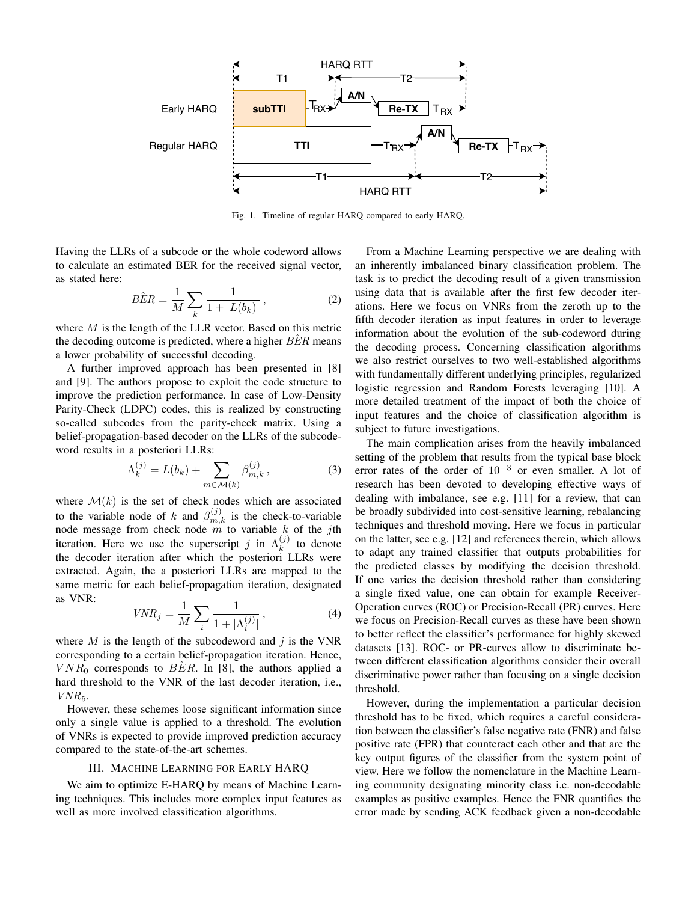Fig. 1. Timeline of regular HARQ compared to early HARQ.

Having the LLRs of a subcode or the whole codeword allows to calculate an estimated BER for the received signal vector, as stated here:

$$\hat{BER} = \frac{1}{M}\sum_{k} \frac{1}{1+|L(b_k)|}\,, \tag{2}$$

where $M$ is the length of the LLR vector. Based on this metric the decoding outcome is predicted, where a higher $\hat{BER}$ means a lower probability of successful decoding.

A further improved approach has been presented in [8] and [9]. The authors propose to exploit the code structure to improve the prediction performance. In case of Low-Density Parity-Check (LDPC) codes, this is realized by constructing so-called subcodes from the parity-check matrix. Using a belief-propagation-based decoder on the LLRs of the subcodeword results in a posteriori LLRs:

$$\Lambda_k^{(j)} = L(b_k) + \sum_{m\in\mathcal{M}(k)} \beta_{m,k}^{(j)}\,, \tag{3}$$

where $\mathcal{M}(k)$ is the set of check nodes which are associated to the variable node of $k$ and $\beta_{m,k}^{(j)}$ is the check-to-variable node message from check node $m$ to variable $k$ of the $j$th iteration. Here we use the superscript $j$ in $\Lambda_k^{(j)}$ to denote the decoder iteration after which the posteriori LLRs were extracted. Again, the a posteriori LLRs are mapped to the same metric for each belief-propagation iteration, designated as VNR:

$$VNR_j = \frac{1}{M}\sum_{i} \frac{1}{1+|\Lambda_i^{(j)}|}\,, \tag{4}$$

where $M$ is the length of the subcodeword and $j$ is the VNR corresponding to a certain belief-propagation iteration. Hence, $VNR_0$ corresponds to $\hat{BER}$. In [8], the authors applied a hard threshold to the VNR of the last decoder iteration, i.e., $VNR_5$.

However, these schemes loose significant information since only a single value is applied to a threshold. The evolution of VNRs is expected to provide improved prediction accuracy compared to the state-of-the-art schemes.

## III. Machine Learning for Early HARQ

We aim to optimize E-HARQ by means of Machine Learning techniques. This includes more complex input features as well as more involved classification algorithms.

From a Machine Learning perspective we are dealing with an inherently imbalanced binary classification problem. The task is to predict the decoding result of a given transmission using data that is available after the first few decoder iterations. Here we focus on VNRs from the zeroth up to the fifth decoder iteration as input features in order to leverage information about the evolution of the sub-codeword during the decoding process. Concerning classification algorithms we also restrict ourselves to two well-established algorithms with fundamentally different underlying principles, regularized logistic regression and Random Forests leveraging [10]. A more detailed treatment of the impact of both the choice of input features and the choice of classification algorithm is subject to future investigations.

The main complication arises from the heavily imbalanced setting of the problem that results from the typical base block error rates of the order of $10^{-3}$ or even smaller. A lot of research has been devoted to developing effective ways of dealing with imbalance, see e.g. [11] for a review, that can be broadly subdivided into cost-sensitive learning, rebalancing techniques and threshold moving. Here we focus in particular on the latter, see e.g. [12] and references therein, which allows to adapt any trained classifier that outputs probabilities for the predicted classes by modifying the decision threshold. If one varies the decision threshold rather than considering a single fixed value, one can obtain for example Receiver-Operation curves (ROC) or Precision-Recall (PR) curves. Here we focus on Precision-Recall curves as these have been shown to better reflect the classifier's performance for highly skewed datasets [13]. ROC- or PR-curves allow to discriminate between different classification algorithms consider their overall discriminative power rather than focusing on a single decision threshold.

However, during the implementation a particular decision threshold has to be fixed, which requires a careful consideration between the classifier's false negative rate (FNR) and false positive rate (FPR) that counteract each other and that are the key output figures of the classifier from the system point of view. Here we follow the nomenclature in the Machine Learning community designating minority class i.e. non-decodable examples as positive examples. Hence the FNR quantifies the error made by sending ACK feedback given a non-decodable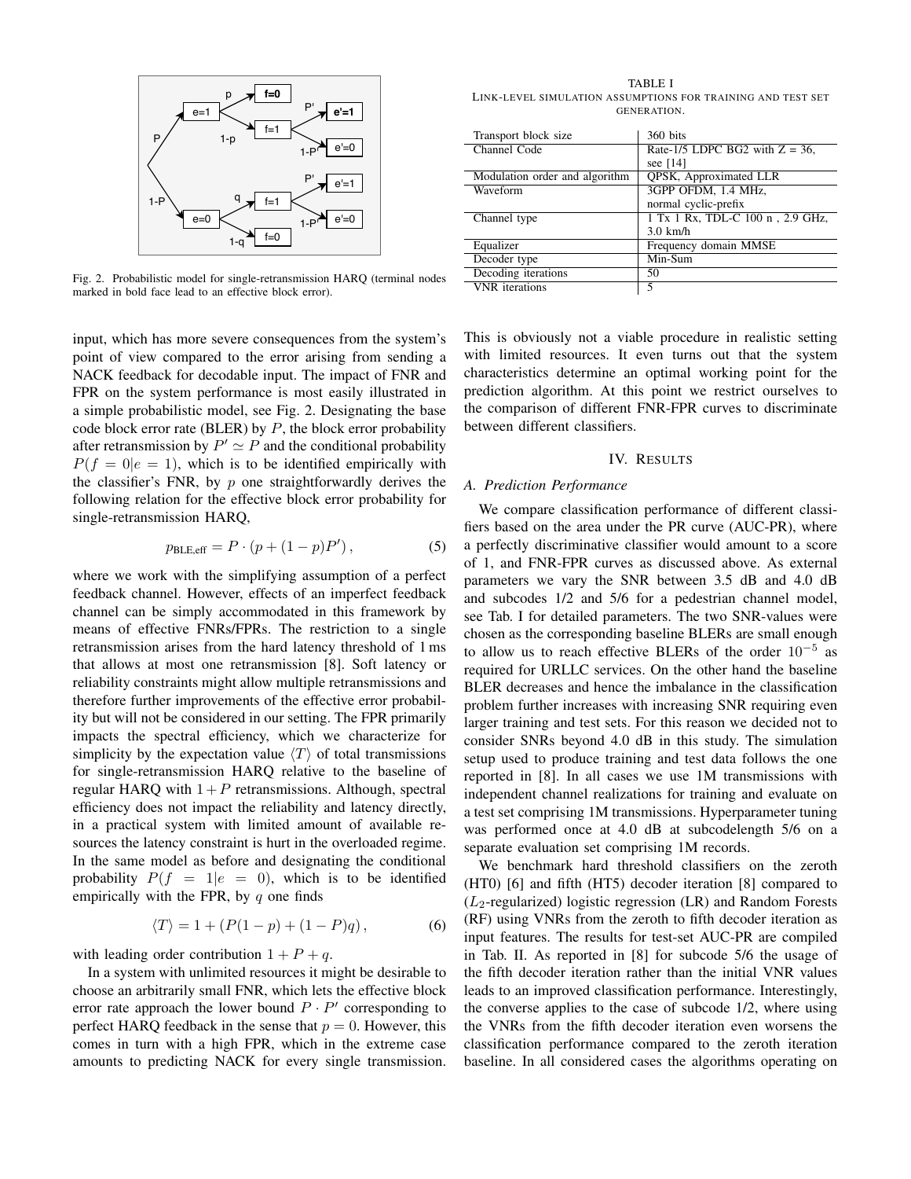Fig. 2. Probabilistic model for single-retransmission HARQ (terminal nodes marked in bold face lead to an effective block error).

input, which has more severe consequences from the system's point of view compared to the error arising from sending a NACK feedback for decodable input. The impact of FNR and FPR on the system performance is most easily illustrated in a simple probabilistic model, see Fig. 2. Designating the base code block error rate (BLER) by $P$, the block error probability after retransmission by $P' \simeq P$ and the conditional probability $P(f = 0|e = 1)$, which is to be identified empirically with the classifier's FNR, by $p$ one straightforwardly derives the following relation for the effective block error probability for single-retransmission HARQ,

$$p_{\text{BLE,eff}} = P \cdot (p + (1-p)P') \,, \tag{5}$$

where we work with the simplifying assumption of a perfect feedback channel. However, effects of an imperfect feedback channel can be simply accommodated in this framework by means of effective FNRs/FPRs. The restriction to a single retransmission arises from the hard latency threshold of 1 ms that allows at most one retransmission [8]. Soft latency or reliability constraints might allow multiple retransmissions and therefore further improvements of the effective error probability but will not be considered in our setting. The FPR primarily impacts the spectral efficiency, which we characterize for simplicity by the expectation value $\langle T \rangle$ of total transmissions for single-retransmission HARQ relative to the baseline of regular HARQ with $1+P$ retransmissions. Although, spectral efficiency does not impact the reliability and latency directly, in a practical system with limited amount of available resources the latency constraint is hurt in the overloaded regime. In the same model as before and designating the conditional probability $P(f = 1|e = 0)$, which is to be identified empirically with the FPR, by $q$ one finds

$$\langle T \rangle = 1 + (P(1-p) + (1-P)q) \,, \tag{6}$$

with leading order contribution $1 + P + q$.

In a system with unlimited resources it might be desirable to choose an arbitrarily small FNR, which lets the effective block error rate approach the lower bound $P \cdot P'$ corresponding to perfect HARQ feedback in the sense that $p = 0$. However, this comes in turn with a high FPR, which in the extreme case amounts to predicting NACK for every single transmission. This is obviously not a viable procedure in realistic setting with limited resources. It even turns out that the system characteristics determine an optimal working point for the prediction algorithm. At this point we restrict ourselves to the comparison of different FNR-FPR curves to discriminate between different classifiers.

TABLE I
LINK-LEVEL SIMULATION ASSUMPTIONS FOR TRAINING AND TEST SET GENERATION.

| | |
|---|---|
| Transport block size | 360 bits |
| Channel Code | Rate-1/5 LDPC BG2 with Z = 36, see [14] |
| Modulation order and algorithm | QPSK, Approximated LLR |
| Waveform | 3GPP OFDM, 1.4 MHz, normal cyclic-prefix |
| Channel type | 1 Tx 1 Rx, TDL-C 100 n , 2.9 GHz, 3.0 km/h |
| Equalizer | Frequency domain MMSE |
| Decoder type | Min-Sum |
| Decoding iterations | 50 |
| VNR iterations | 5 |

## IV. Results

### A. Prediction Performance

We compare classification performance of different classifiers based on the area under the PR curve (AUC-PR), where a perfectly discriminative classifier would amount to a score of 1, and FNR-FPR curves as discussed above. As external parameters we vary the SNR between 3.5 dB and 4.0 dB and subcodes 1/2 and 5/6 for a pedestrian channel model, see Tab. I for detailed parameters. The two SNR-values were chosen as the corresponding baseline BLERs are small enough to allow us to reach effective BLERs of the order $10^{-5}$ as required for URLLC services. On the other hand the baseline BLER decreases and hence the imbalance in the classification problem further increases with increasing SNR requiring even larger training and test sets. For this reason we decided not to consider SNRs beyond 4.0 dB in this study. The simulation setup used to produce training and test data follows the one reported in [8]. In all cases we use 1M transmissions with independent channel realizations for training and evaluate on a test set comprising 1M transmissions. Hyperparameter tuning was performed once at 4.0 dB at subcodelength 5/6 on a separate evaluation set comprising 1M records.

We benchmark hard threshold classifiers on the zeroth (HT0) [6] and fifth (HT5) decoder iteration [8] compared to ($L_2$-regularized) logistic regression (LR) and Random Forests (RF) using VNRs from the zeroth to fifth decoder iteration as input features. The results for test-set AUC-PR are compiled in Tab. II. As reported in [8] for subcode 5/6 the usage of the fifth decoder iteration rather than the initial VNR values leads to an improved classification performance. Interestingly, the converse applies to the case of subcode 1/2, where using the VNRs from the fifth decoder iteration even worsens the classification performance compared to the zeroth iteration baseline. In all considered cases the algorithms operating on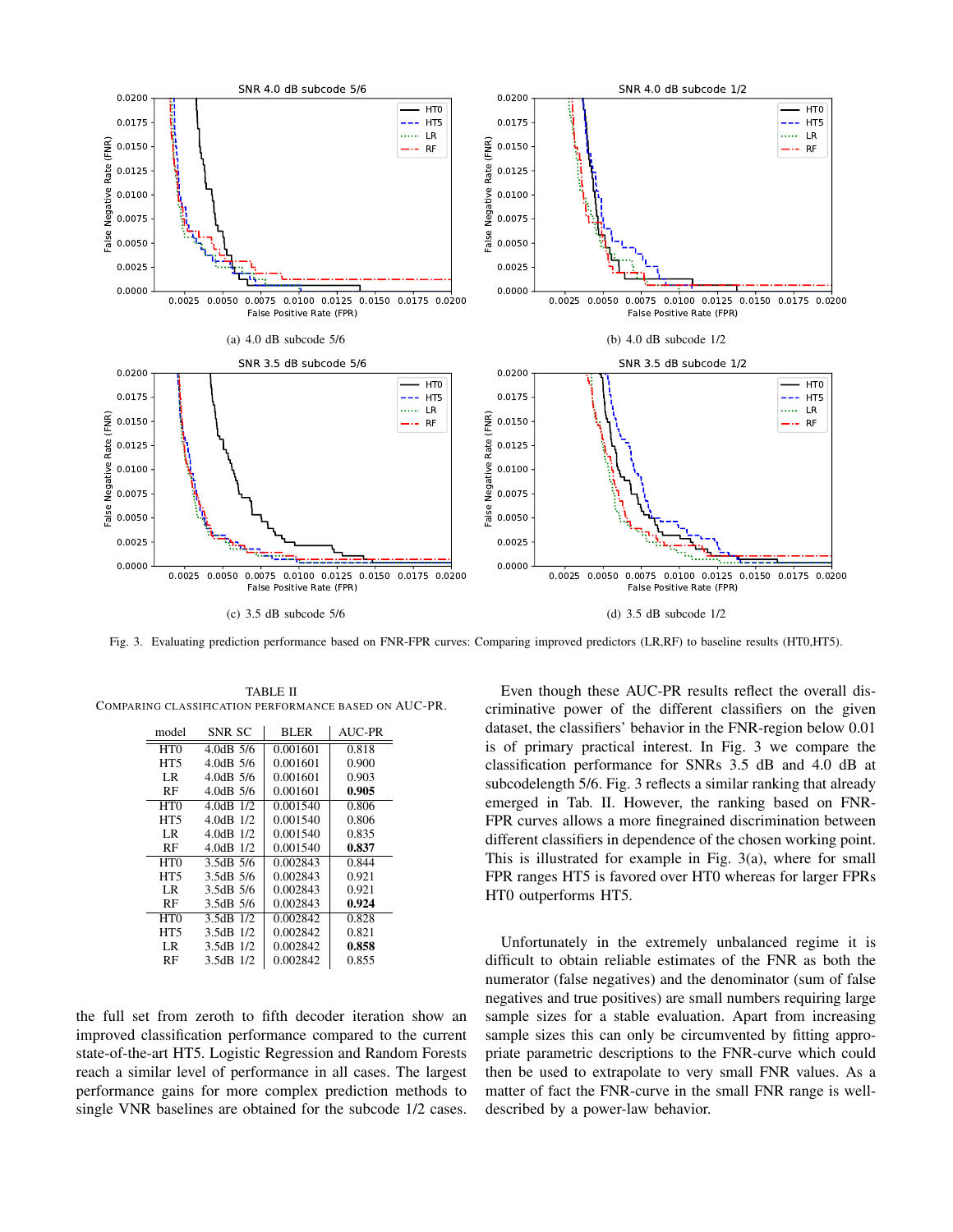(a) 4.0 dB subcode 5/6

(b) 4.0 dB subcode 1/2

(c) 3.5 dB subcode 5/6

(d) 3.5 dB subcode 1/2

Fig. 3. Evaluating prediction performance based on FNR-FPR curves: Comparing improved predictors (LR,RF) to baseline results (HT0,HT5).

TABLE II
COMPARING CLASSIFICATION PERFORMANCE BASED ON AUC-PR.

| model | SNR SC | BLER | AUC-PR |
|---|---|---|---|
| HT0 | 4.0dB 5/6 | 0.001601 | 0.818 |
| HT5 | 4.0dB 5/6 | 0.001601 | 0.900 |
| LR | 4.0dB 5/6 | 0.001601 | 0.903 |
| RF | 4.0dB 5/6 | 0.001601 | **0.905** |
| HT0 | 4.0dB 1/2 | 0.001540 | 0.806 |
| HT5 | 4.0dB 1/2 | 0.001540 | 0.806 |
| LR | 4.0dB 1/2 | 0.001540 | 0.835 |
| RF | 4.0dB 1/2 | 0.001540 | **0.837** |
| HT0 | 3.5dB 5/6 | 0.002843 | 0.844 |
| HT5 | 3.5dB 5/6 | 0.002843 | 0.921 |
| LR | 3.5dB 5/6 | 0.002843 | 0.921 |
| RF | 3.5dB 5/6 | 0.002843 | **0.924** |
| HT0 | 3.5dB 1/2 | 0.002842 | 0.828 |
| HT5 | 3.5dB 1/2 | 0.002842 | 0.821 |
| LR | 3.5dB 1/2 | 0.002842 | **0.858** |
| RF | 3.5dB 1/2 | 0.002842 | 0.855 |

the full set from zeroth to fifth decoder iteration show an improved classification performance compared to the current state-of-the-art HT5. Logistic Regression and Random Forests reach a similar level of performance in all cases. The largest performance gains for more complex prediction methods to single VNR baselines are obtained for the subcode 1/2 cases.

Even though these AUC-PR results reflect the overall discriminative power of the different classifiers on the given dataset, the classifiers' behavior in the FNR-region below 0.01 is of primary practical interest. In Fig. 3 we compare the classification performance for SNRs 3.5 dB and 4.0 dB at subcodelength 5/6. Fig. 3 reflects a similar ranking that already emerged in Tab. II. However, the ranking based on FNR-FPR curves allows a more finegrained discrimination between different classifiers in dependence of the chosen working point. This is illustrated for example in Fig. 3(a), where for small FPR ranges HT5 is favored over HT0 whereas for larger FPRs HT0 outperforms HT5.

Unfortunately in the extremely unbalanced regime it is difficult to obtain reliable estimates of the FNR as both the numerator (false negatives) and the denominator (sum of false negatives and true positives) are small numbers requiring large sample sizes for a stable evaluation. Apart from increasing sample sizes this can only be circumvented by fitting appropriate parametric descriptions to the FNR-curve which could then be used to extrapolate to very small FNR values. As a matter of fact the FNR-curve in the small FNR range is well-described by a power-law behavior.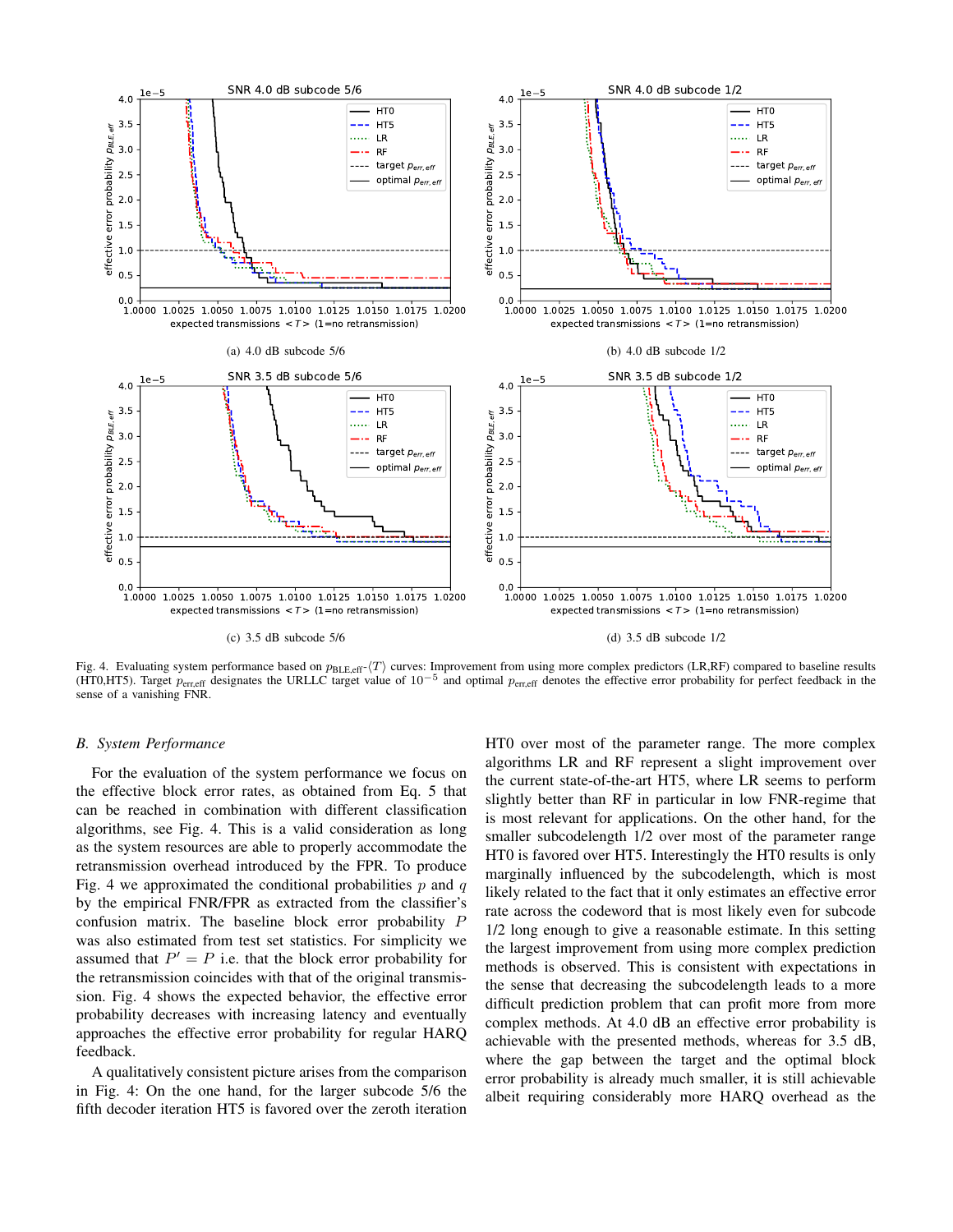(a) 4.0 dB subcode 5/6

(b) 4.0 dB subcode 1/2

(c) 3.5 dB subcode 5/6

(d) 3.5 dB subcode 1/2

Fig. 4. Evaluating system performance based on $p_{\mathrm{BLE,eff}}$-$\langle T \rangle$ curves: Improvement from using more complex predictors (LR,RF) compared to baseline results (HT0,HT5). Target $p_{\mathrm{err,eff}}$ designates the URLLC target value of $10^{-5}$ and optimal $p_{\mathrm{err,eff}}$ denotes the effective error probability for perfect feedback in the sense of a vanishing FNR.

### B. System Performance

For the evaluation of the system performance we focus on the effective block error rates, as obtained from Eq. 5 that can be reached in combination with different classification algorithms, see Fig. 4. This is a valid consideration as long as the system resources are able to properly accommodate the retransmission overhead introduced by the FPR. To produce Fig. 4 we approximated the conditional probabilities $p$ and $q$ by the empirical FNR/FPR as extracted from the classifier's confusion matrix. The baseline block error probability $P$ was also estimated from test set statistics. For simplicity we assumed that $P' = P$ i.e. that the block error probability for the retransmission coincides with that of the original transmission. Fig. 4 shows the expected behavior, the effective error probability decreases with increasing latency and eventually approaches the effective error probability for regular HARQ feedback.

A qualitatively consistent picture arises from the comparison in Fig. 4: On the one hand, for the larger subcode 5/6 the fifth decoder iteration HT5 is favored over the zeroth iteration HT0 over most of the parameter range. The more complex algorithms LR and RF represent a slight improvement over the current state-of-the-art HT5, where LR seems to perform slightly better than RF in particular in low FNR-regime that is most relevant for applications. On the other hand, for the smaller subcodelength 1/2 over most of the parameter range HT0 is favored over HT5. Interestingly the HT0 results is only marginally influenced by the subcodelength, which is most likely related to the fact that it only estimates an effective error rate across the codeword that is most likely even for subcode 1/2 long enough to give a reasonable estimate. In this setting the largest improvement from using more complex prediction methods is observed. This is consistent with expectations in the sense that decreasing the subcodelength leads to a more difficult prediction problem that can profit more from more complex methods. At 4.0 dB an effective error probability is achievable with the presented methods, whereas for 3.5 dB, where the gap between the target and the optimal block error probability is already much smaller, it is still achievable albeit requiring considerably more HARQ overhead as the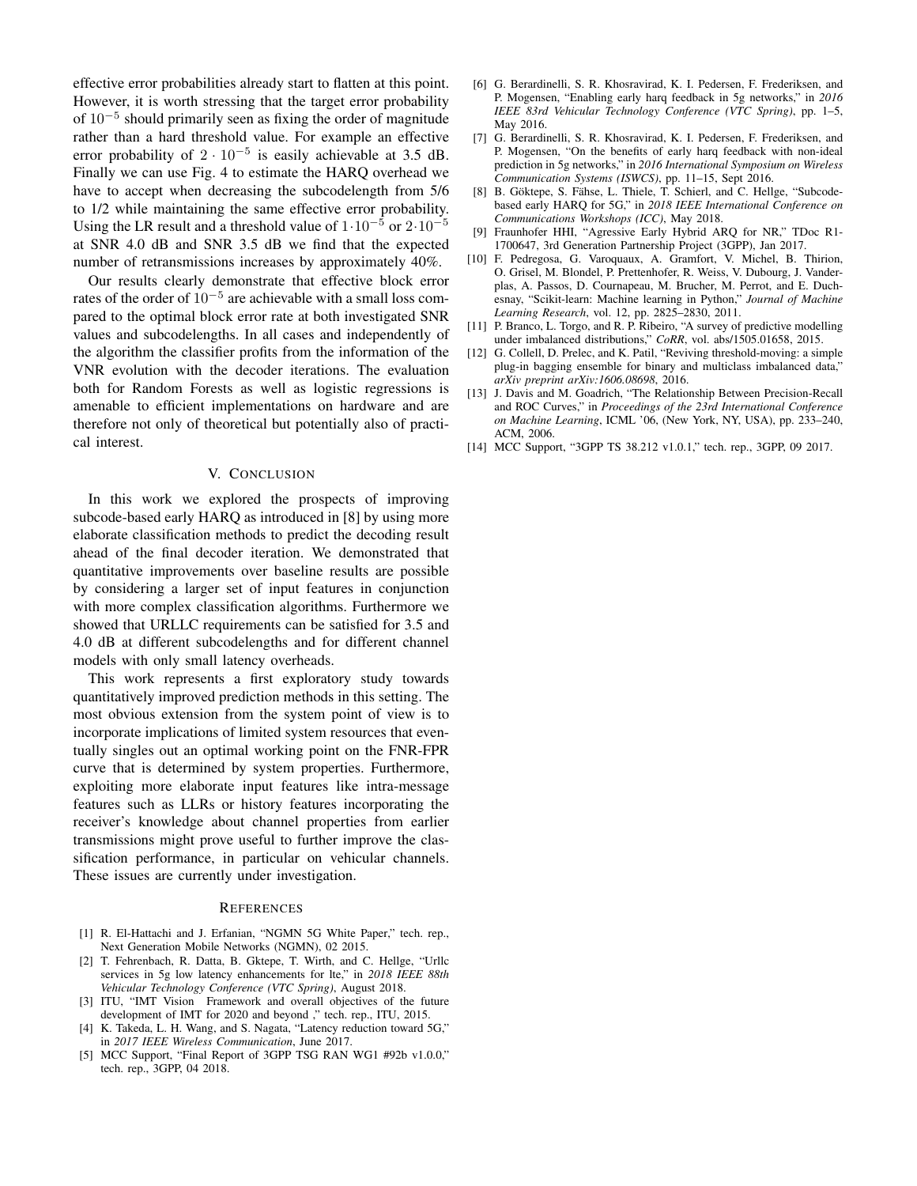effective error probabilities already start to flatten at this point. However, it is worth stressing that the target error probability of $10^{-5}$ should primarily seen as fixing the order of magnitude rather than a hard threshold value. For example an effective error probability of $2 \cdot 10^{-5}$ is easily achievable at 3.5 dB. Finally we can use Fig. 4 to estimate the HARQ overhead we have to accept when decreasing the subcodelength from 5/6 to 1/2 while maintaining the same effective error probability. Using the LR result and a threshold value of $1 \cdot 10^{-5}$ or $2 \cdot 10^{-5}$ at SNR 4.0 dB and SNR 3.5 dB we find that the expected number of retransmissions increases by approximately 40%.

Our results clearly demonstrate that effective block error rates of the order of $10^{-5}$ are achievable with a small loss compared to the optimal block error rate at both investigated SNR values and subcodelengths. In all cases and independently of the algorithm the classifier profits from the information of the VNR evolution with the decoder iterations. The evaluation both for Random Forests as well as logistic regressions is amenable to efficient implementations on hardware and are therefore not only of theoretical but potentially also of practical interest.

## V. Conclusion

In this work we explored the prospects of improving subcode-based early HARQ as introduced in [8] by using more elaborate classification methods to predict the decoding result ahead of the final decoder iteration. We demonstrated that quantitative improvements over baseline results are possible by considering a larger set of input features in conjunction with more complex classification algorithms. Furthermore we showed that URLLC requirements can be satisfied for 3.5 and 4.0 dB at different subcodelengths and for different channel models with only small latency overheads.

This work represents a first exploratory study towards quantitatively improved prediction methods in this setting. The most obvious extension from the system point of view is to incorporate implications of limited system resources that eventually singles out an optimal working point on the FNR-FPR curve that is determined by system properties. Furthermore, exploiting more elaborate input features like intra-message features such as LLRs or history features incorporating the receiver's knowledge about channel properties from earlier transmissions might prove useful to further improve the classification performance, in particular on vehicular channels. These issues are currently under investigation.

## References

[1] R. El-Hattachi and J. Erfanian, "NGMN 5G White Paper," tech. rep., Next Generation Mobile Networks (NGMN), 02 2015.

[2] T. Fehrenbach, R. Datta, B. Gktepe, T. Wirth, and C. Hellge, "Urllc services in 5g low latency enhancements for lte," in *2018 IEEE 88th Vehicular Technology Conference (VTC Spring)*, August 2018.

[3] ITU, "IMT Vision Framework and overall objectives of the future development of IMT for 2020 and beyond ," tech. rep., ITU, 2015.

[4] K. Takeda, L. H. Wang, and S. Nagata, "Latency reduction toward 5G," in *2017 IEEE Wireless Communication*, June 2017.

[5] MCC Support, "Final Report of 3GPP TSG RAN WG1 #92b v1.0.0," tech. rep., 3GPP, 04 2018.

[6] G. Berardinelli, S. R. Khosravirad, K. I. Pedersen, F. Frederiksen, and P. Mogensen, "Enabling early harq feedback in 5g networks," in *2016 IEEE 83rd Vehicular Technology Conference (VTC Spring)*, pp. 1–5, May 2016.

[7] G. Berardinelli, S. R. Khosravirad, K. I. Pedersen, F. Frederiksen, and P. Mogensen, "On the benefits of early harq feedback with non-ideal prediction in 5g networks," in *2016 International Symposium on Wireless Communication Systems (ISWCS)*, pp. 11–15, Sept 2016.

[8] B. Göktepe, S. Fähse, L. Thiele, T. Schierl, and C. Hellge, "Subcode-based early HARQ for 5G," in *2018 IEEE International Conference on Communications Workshops (ICC)*, May 2018.

[9] Fraunhofer HHI, "Agressive Early Hybrid ARQ for NR," TDoc R1-1700647, 3rd Generation Partnership Project (3GPP), Jan 2017.

[10] F. Pedregosa, G. Varoquaux, A. Gramfort, V. Michel, B. Thirion, O. Grisel, M. Blondel, P. Prettenhofer, R. Weiss, V. Dubourg, J. Vanderplas, A. Passos, D. Cournapeau, M. Brucher, M. Perrot, and E. Duchesnay, "Scikit-learn: Machine learning in Python," *Journal of Machine Learning Research*, vol. 12, pp. 2825–2830, 2011.

[11] P. Branco, L. Torgo, and R. P. Ribeiro, "A survey of predictive modelling under imbalanced distributions," *CoRR*, vol. abs/1505.01658, 2015.

[12] G. Collell, D. Prelec, and K. Patil, "Reviving threshold-moving: a simple plug-in bagging ensemble for binary and multiclass imbalanced data," *arXiv preprint arXiv:1606.08698*, 2016.

[13] J. Davis and M. Goadrich, "The Relationship Between Precision-Recall and ROC Curves," in *Proceedings of the 23rd International Conference on Machine Learning*, ICML '06, (New York, NY, USA), pp. 233–240, ACM, 2006.

[14] MCC Support, "3GPP TS 38.212 v1.0.1," tech. rep., 3GPP, 09 2017.